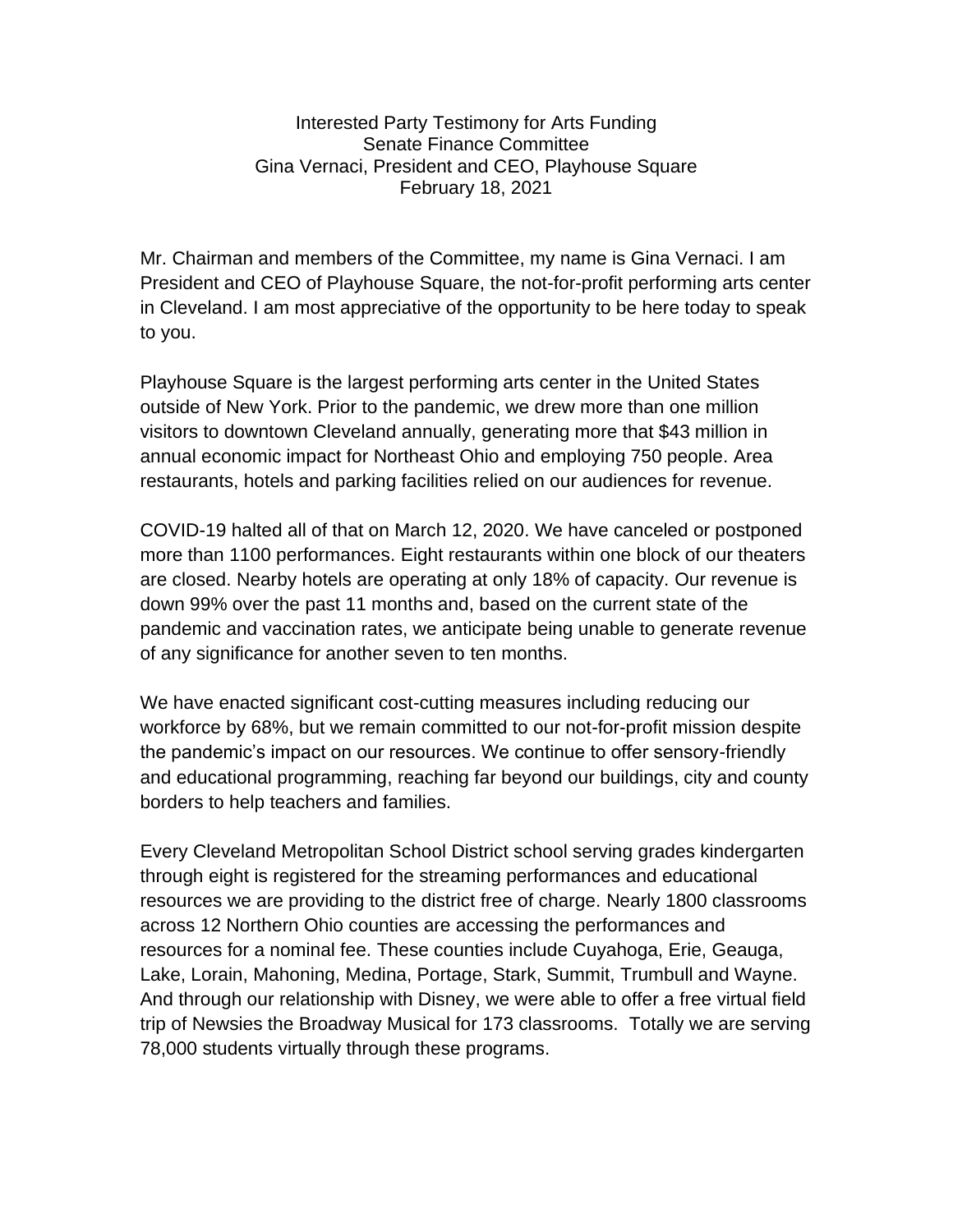Interested Party Testimony for Arts Funding
Senate Finance Committee
Gina Vernaci, President and CEO, Playhouse Square
February 18, 2021

Mr. Chairman and members of the Committee, my name is Gina Vernaci. I am President and CEO of Playhouse Square, the not-for-profit performing arts center in Cleveland. I am most appreciative of the opportunity to be here today to speak to you.

Playhouse Square is the largest performing arts center in the United States outside of New York. Prior to the pandemic, we drew more than one million visitors to downtown Cleveland annually, generating more that $43 million in annual economic impact for Northeast Ohio and employing 750 people. Area restaurants, hotels and parking facilities relied on our audiences for revenue.

COVID-19 halted all of that on March 12, 2020. We have canceled or postponed more than 1100 performances. Eight restaurants within one block of our theaters are closed. Nearby hotels are operating at only 18% of capacity. Our revenue is down 99% over the past 11 months and, based on the current state of the pandemic and vaccination rates, we anticipate being unable to generate revenue of any significance for another seven to ten months.

We have enacted significant cost-cutting measures including reducing our workforce by 68%, but we remain committed to our not-for-profit mission despite the pandemic's impact on our resources. We continue to offer sensory-friendly and educational programming, reaching far beyond our buildings, city and county borders to help teachers and families.

Every Cleveland Metropolitan School District school serving grades kindergarten through eight is registered for the streaming performances and educational resources we are providing to the district free of charge. Nearly 1800 classrooms across 12 Northern Ohio counties are accessing the performances and resources for a nominal fee. These counties include Cuyahoga, Erie, Geauga, Lake, Lorain, Mahoning, Medina, Portage, Stark, Summit, Trumbull and Wayne. And through our relationship with Disney, we were able to offer a free virtual field trip of Newsies the Broadway Musical for 173 classrooms. Totally we are serving 78,000 students virtually through these programs.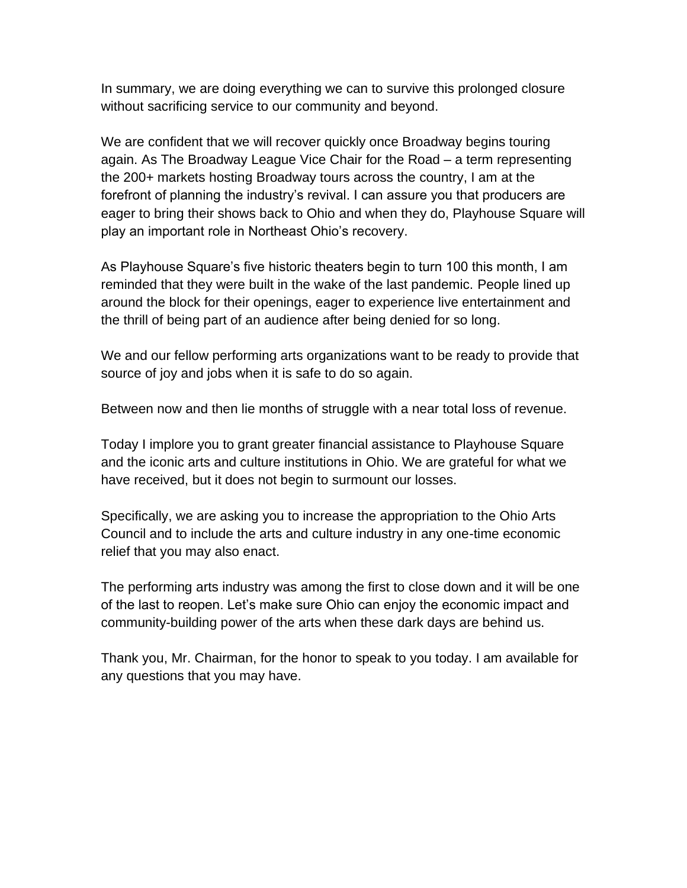In summary, we are doing everything we can to survive this prolonged closure without sacrificing service to our community and beyond.

We are confident that we will recover quickly once Broadway begins touring again. As The Broadway League Vice Chair for the Road – a term representing the 200+ markets hosting Broadway tours across the country, I am at the forefront of planning the industry's revival. I can assure you that producers are eager to bring their shows back to Ohio and when they do, Playhouse Square will play an important role in Northeast Ohio's recovery.

As Playhouse Square's five historic theaters begin to turn 100 this month, I am reminded that they were built in the wake of the last pandemic. People lined up around the block for their openings, eager to experience live entertainment and the thrill of being part of an audience after being denied for so long.

We and our fellow performing arts organizations want to be ready to provide that source of joy and jobs when it is safe to do so again.

Between now and then lie months of struggle with a near total loss of revenue.

Today I implore you to grant greater financial assistance to Playhouse Square and the iconic arts and culture institutions in Ohio. We are grateful for what we have received, but it does not begin to surmount our losses.

Specifically, we are asking you to increase the appropriation to the Ohio Arts Council and to include the arts and culture industry in any one-time economic relief that you may also enact.

The performing arts industry was among the first to close down and it will be one of the last to reopen. Let's make sure Ohio can enjoy the economic impact and community-building power of the arts when these dark days are behind us.

Thank you, Mr. Chairman, for the honor to speak to you today. I am available for any questions that you may have.